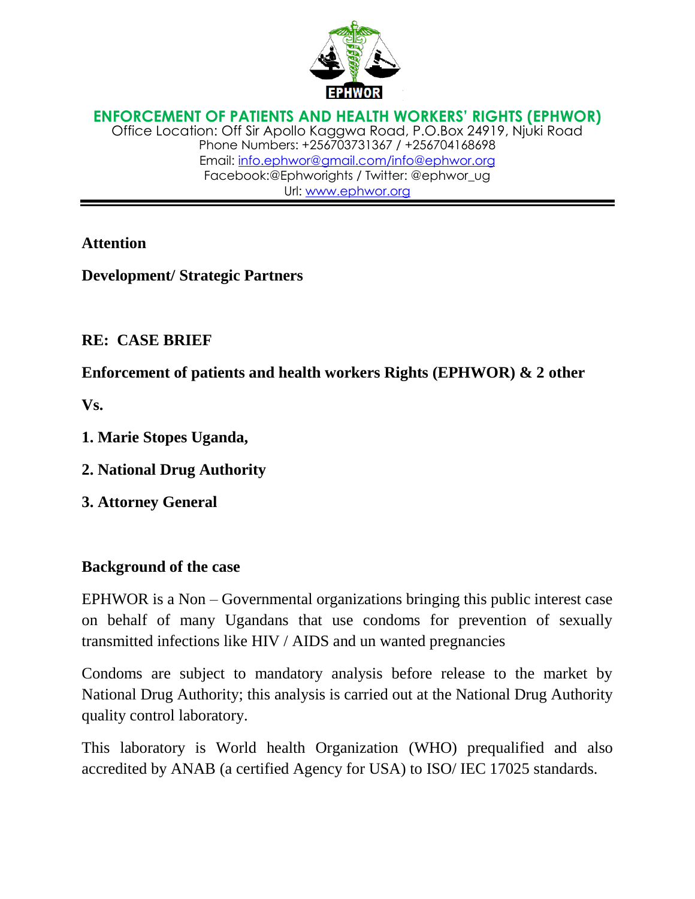**ENFORCEMENT OF PATIENTS AND HEALTH WORKERS' RIGHTS (EPHWOR)**

Office Location: Off Sir Apollo Kaggwa Road, P.O.Box 24919, Njuki Road
Phone Numbers: +256703731367 / +256704168698
Email: info.ephwor@gmail.com/info@ephwor.org
Facebook:@Ephworights / Twitter: @ephwor_ug
Url: www.ephwor.org

---

**Attention**

**Development/ Strategic Partners**

**RE: CASE BRIEF**

**Enforcement of patients and health workers Rights (EPHWOR) & 2 other**

**Vs.**

**1. Marie Stopes Uganda,**

**2. National Drug Authority**

**3. Attorney General**

**Background of the case**

EPHWOR is a Non – Governmental organizations bringing this public interest case on behalf of many Ugandans that use condoms for prevention of sexually transmitted infections like HIV / AIDS and un wanted pregnancies

Condoms are subject to mandatory analysis before release to the market by National Drug Authority; this analysis is carried out at the National Drug Authority quality control laboratory.

This laboratory is World health Organization (WHO) prequalified and also accredited by ANAB (a certified Agency for USA) to ISO/ IEC 17025 standards.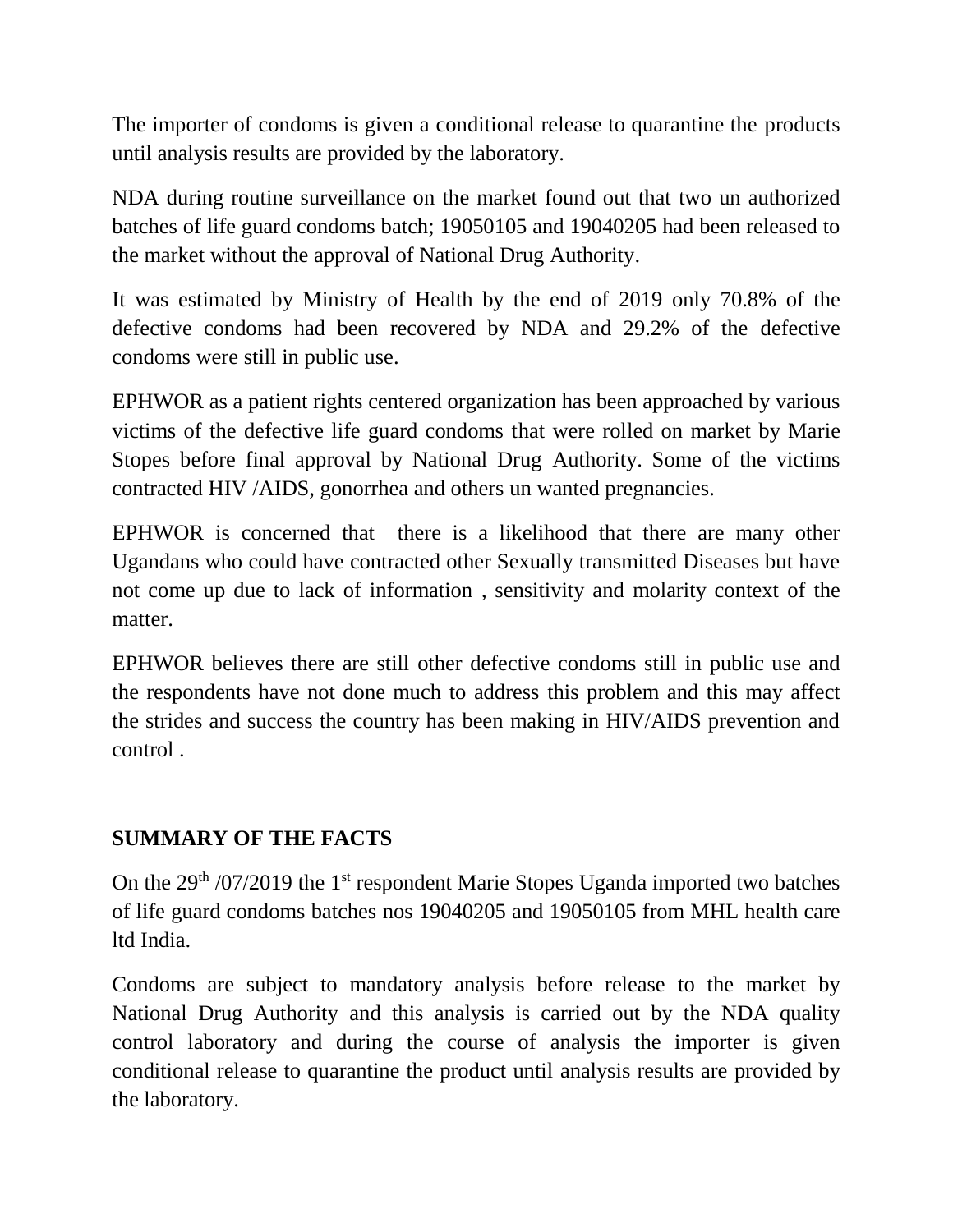The importer of condoms is given a conditional release to quarantine the products until analysis results are provided by the laboratory.

NDA during routine surveillance on the market found out that two un authorized batches of life guard condoms batch; 19050105 and 19040205 had been released to the market without the approval of National Drug Authority.

It was estimated by Ministry of Health by the end of 2019 only 70.8% of the defective condoms had been recovered by NDA and 29.2% of the defective condoms were still in public use.

EPHWOR as a patient rights centered organization has been approached by various victims of the defective life guard condoms that were rolled on market by Marie Stopes before final approval by National Drug Authority. Some of the victims contracted HIV /AIDS, gonorrhea and others un wanted pregnancies.

EPHWOR is concerned that there is a likelihood that there are many other Ugandans who could have contracted other Sexually transmitted Diseases but have not come up due to lack of information , sensitivity and molarity context of the matter.

EPHWOR believes there are still other defective condoms still in public use and the respondents have not done much to address this problem and this may affect the strides and success the country has been making in HIV/AIDS prevention and control .

**SUMMARY OF THE FACTS**

On the 29th /07/2019 the 1st respondent Marie Stopes Uganda imported two batches of life guard condoms batches nos 19040205 and 19050105 from MHL health care ltd India.

Condoms are subject to mandatory analysis before release to the market by National Drug Authority and this analysis is carried out by the NDA quality control laboratory and during the course of analysis the importer is given conditional release to quarantine the product until analysis results are provided by the laboratory.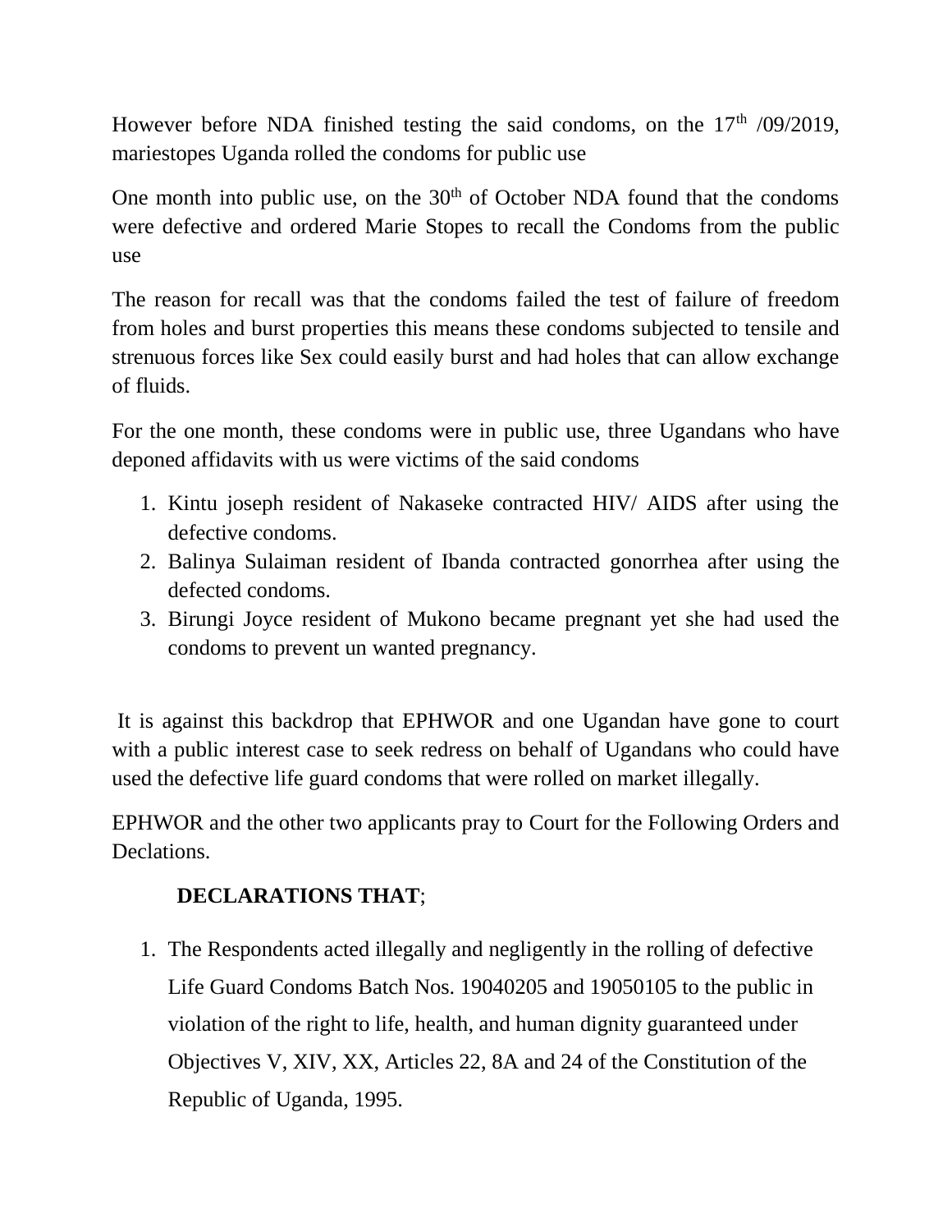However before NDA finished testing the said condoms, on the 17th /09/2019, mariestopes Uganda rolled the condoms for public use

One month into public use, on the 30th of October NDA found that the condoms were defective and ordered Marie Stopes to recall the Condoms from the public use

The reason for recall was that the condoms failed the test of failure of freedom from holes and burst properties this means these condoms subjected to tensile and strenuous forces like Sex could easily burst and had holes that can allow exchange of fluids.

For the one month, these condoms were in public use, three Ugandans who have deponed affidavits with us were victims of the said condoms

1. Kintu joseph resident of Nakaseke contracted HIV/ AIDS after using the defective condoms.
2. Balinya Sulaiman resident of Ibanda contracted gonorrhea after using the defected condoms.
3. Birungi Joyce resident of Mukono became pregnant yet she had used the condoms to prevent un wanted pregnancy.

It is against this backdrop that EPHWOR and one Ugandan have gone to court with a public interest case to seek redress on behalf of Ugandans who could have used the defective life guard condoms that were rolled on market illegally.

EPHWOR and the other two applicants pray to Court for the Following Orders and Declations.

**DECLARATIONS THAT**;

1. The Respondents acted illegally and negligently in the rolling of defective Life Guard Condoms Batch Nos. 19040205 and 19050105 to the public in violation of the right to life, health, and human dignity guaranteed under Objectives V, XIV, XX, Articles 22, 8A and 24 of the Constitution of the Republic of Uganda, 1995.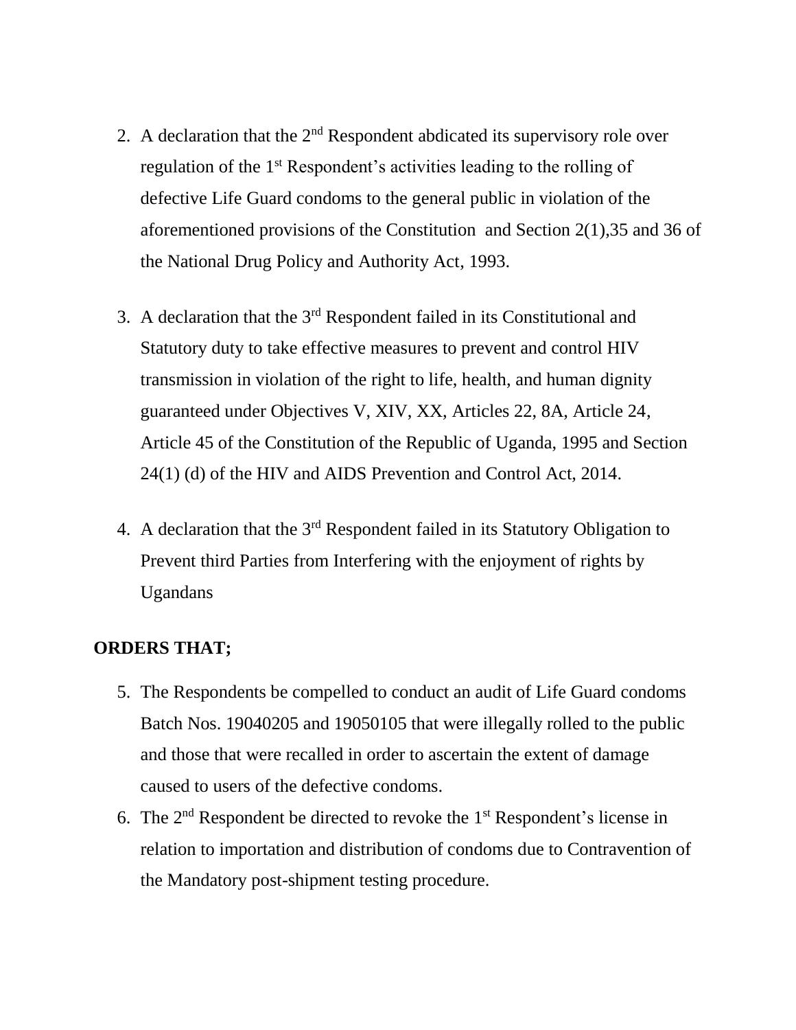2. A declaration that the 2nd Respondent abdicated its supervisory role over regulation of the 1st Respondent's activities leading to the rolling of defective Life Guard condoms to the general public in violation of the aforementioned provisions of the Constitution and Section 2(1),35 and 36 of the National Drug Policy and Authority Act, 1993.

3. A declaration that the 3rd Respondent failed in its Constitutional and Statutory duty to take effective measures to prevent and control HIV transmission in violation of the right to life, health, and human dignity guaranteed under Objectives V, XIV, XX, Articles 22, 8A, Article 24, Article 45 of the Constitution of the Republic of Uganda, 1995 and Section 24(1) (d) of the HIV and AIDS Prevention and Control Act, 2014.

4. A declaration that the 3rd Respondent failed in its Statutory Obligation to Prevent third Parties from Interfering with the enjoyment of rights by Ugandans

**ORDERS THAT;**

5. The Respondents be compelled to conduct an audit of Life Guard condoms Batch Nos. 19040205 and 19050105 that were illegally rolled to the public and those that were recalled in order to ascertain the extent of damage caused to users of the defective condoms.
6. The 2nd Respondent be directed to revoke the 1st Respondent's license in relation to importation and distribution of condoms due to Contravention of the Mandatory post-shipment testing procedure.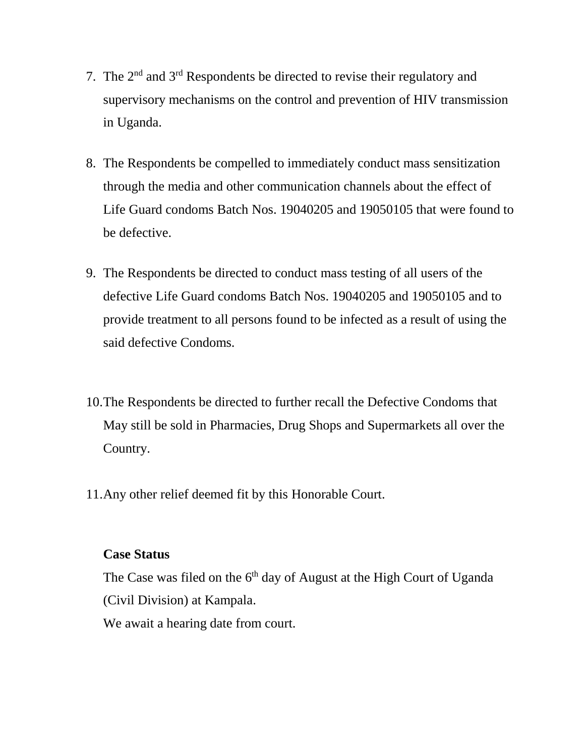7. The 2nd and 3rd Respondents be directed to revise their regulatory and supervisory mechanisms on the control and prevention of HIV transmission in Uganda.

8. The Respondents be compelled to immediately conduct mass sensitization through the media and other communication channels about the effect of Life Guard condoms Batch Nos. 19040205 and 19050105 that were found to be defective.

9. The Respondents be directed to conduct mass testing of all users of the defective Life Guard condoms Batch Nos. 19040205 and 19050105 and to provide treatment to all persons found to be infected as a result of using the said defective Condoms.

10. The Respondents be directed to further recall the Defective Condoms that May still be sold in Pharmacies, Drug Shops and Supermarkets all over the Country.

11. Any other relief deemed fit by this Honorable Court.

**Case Status**

The Case was filed on the 6th day of August at the High Court of Uganda (Civil Division) at Kampala.

We await a hearing date from court.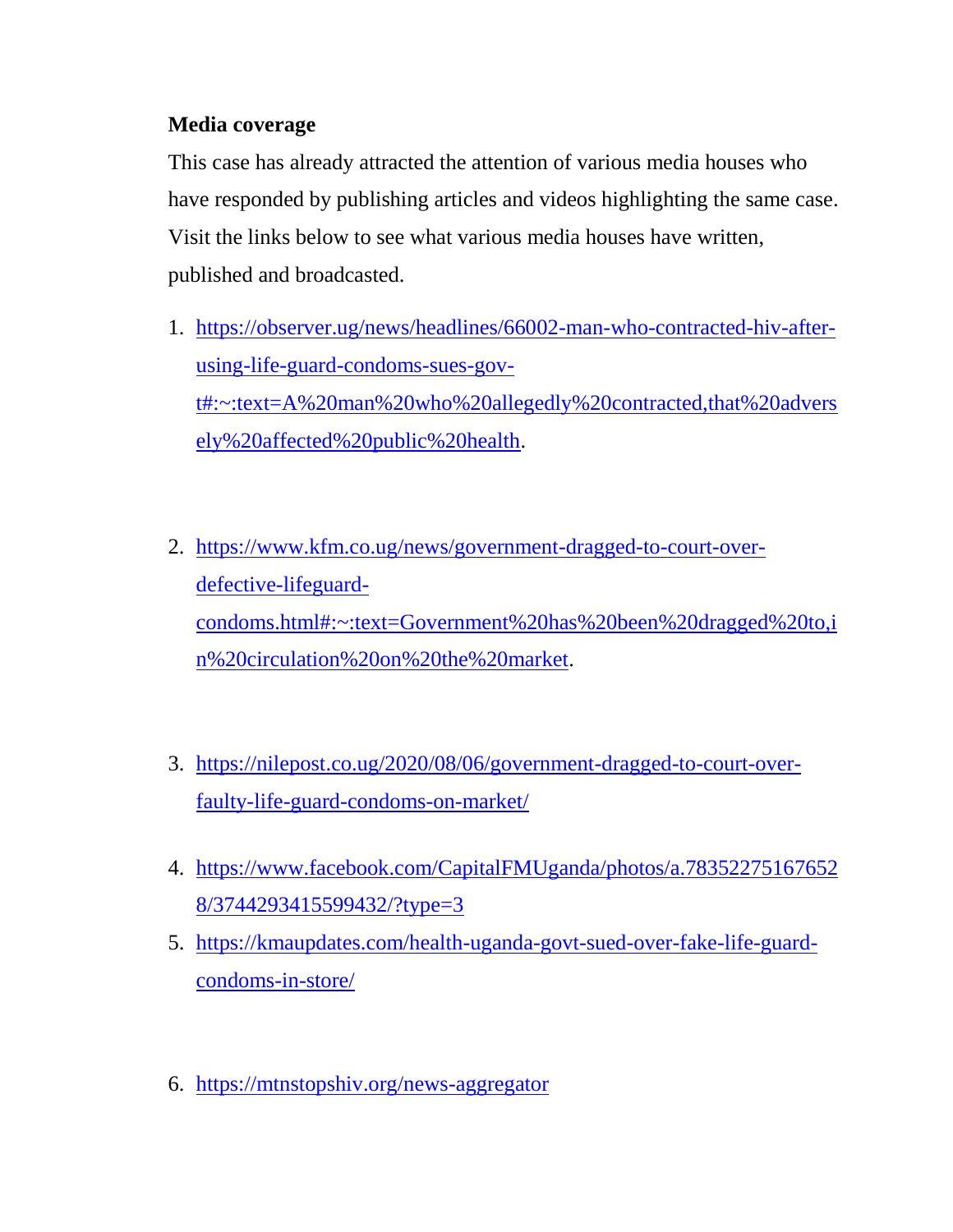**Media coverage**

This case has already attracted the attention of various media houses who have responded by publishing articles and videos highlighting the same case. Visit the links below to see what various media houses have written, published and broadcasted.

1. https://observer.ug/news/headlines/66002-man-who-contracted-hiv-after-using-life-guard-condoms-sues-govt#:~:text=A%20man%20who%20allegedly%20contracted,that%20adversely%20affected%20public%20health.

2. https://www.kfm.co.ug/news/government-dragged-to-court-over-defective-lifeguard-condoms.html#:~:text=Government%20has%20been%20dragged%20to,in%20circulation%20on%20the%20market.

3. https://nilepost.co.ug/2020/08/06/government-dragged-to-court-over-faulty-life-guard-condoms-on-market/

4. https://www.facebook.com/CapitalFMUganda/photos/a.783522751676528/3744293415599432/?type=3

5. https://kmaupdates.com/health-uganda-govt-sued-over-fake-life-guard-condoms-in-store/

6. https://mtnstopshiv.org/news-aggregator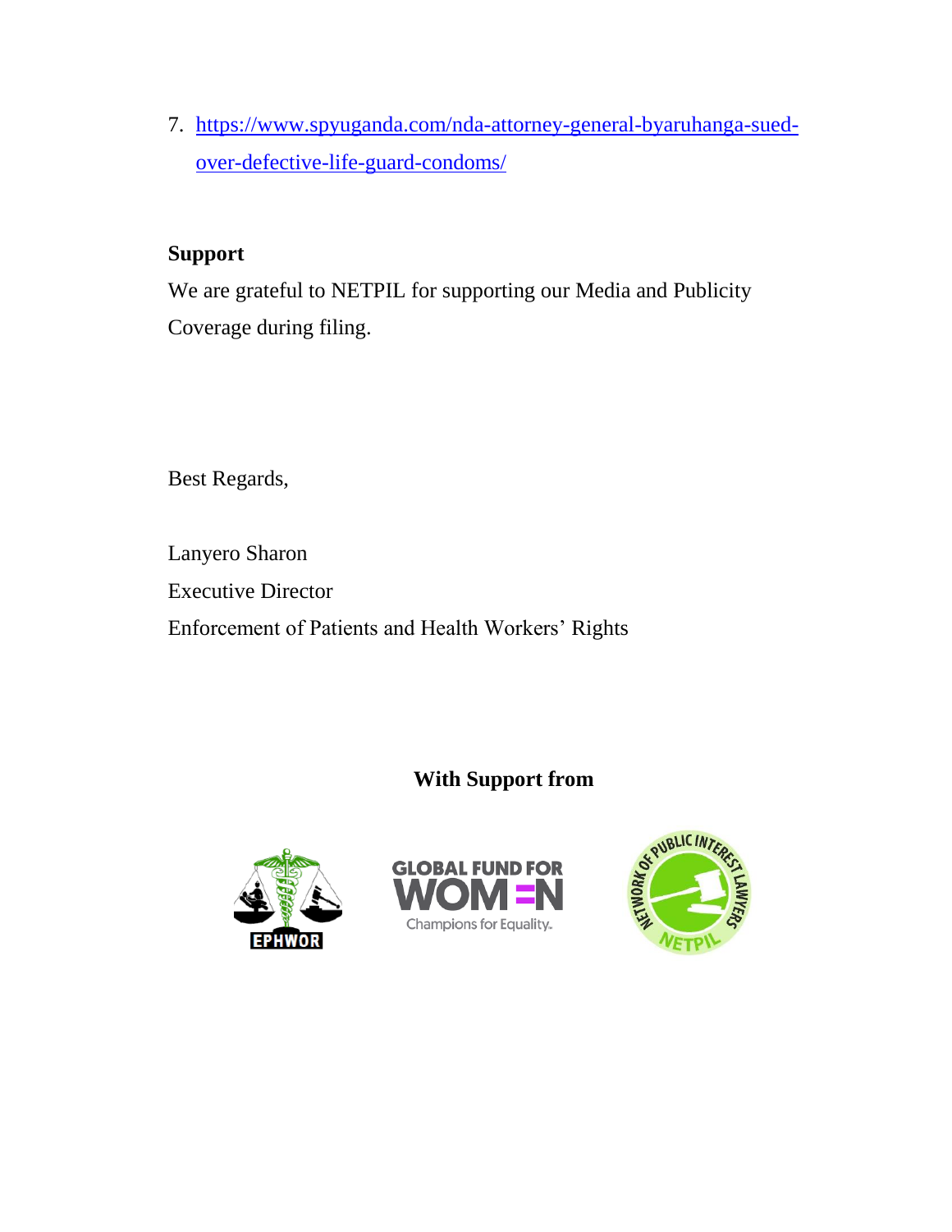7. https://www.spyuganda.com/nda-attorney-general-byaruhanga-sued-over-defective-life-guard-condoms/

**Support**

We are grateful to NETPIL for supporting our Media and Publicity Coverage during filing.

Best Regards,

Lanyero Sharon
Executive Director
Enforcement of Patients and Health Workers' Rights

**With Support from**